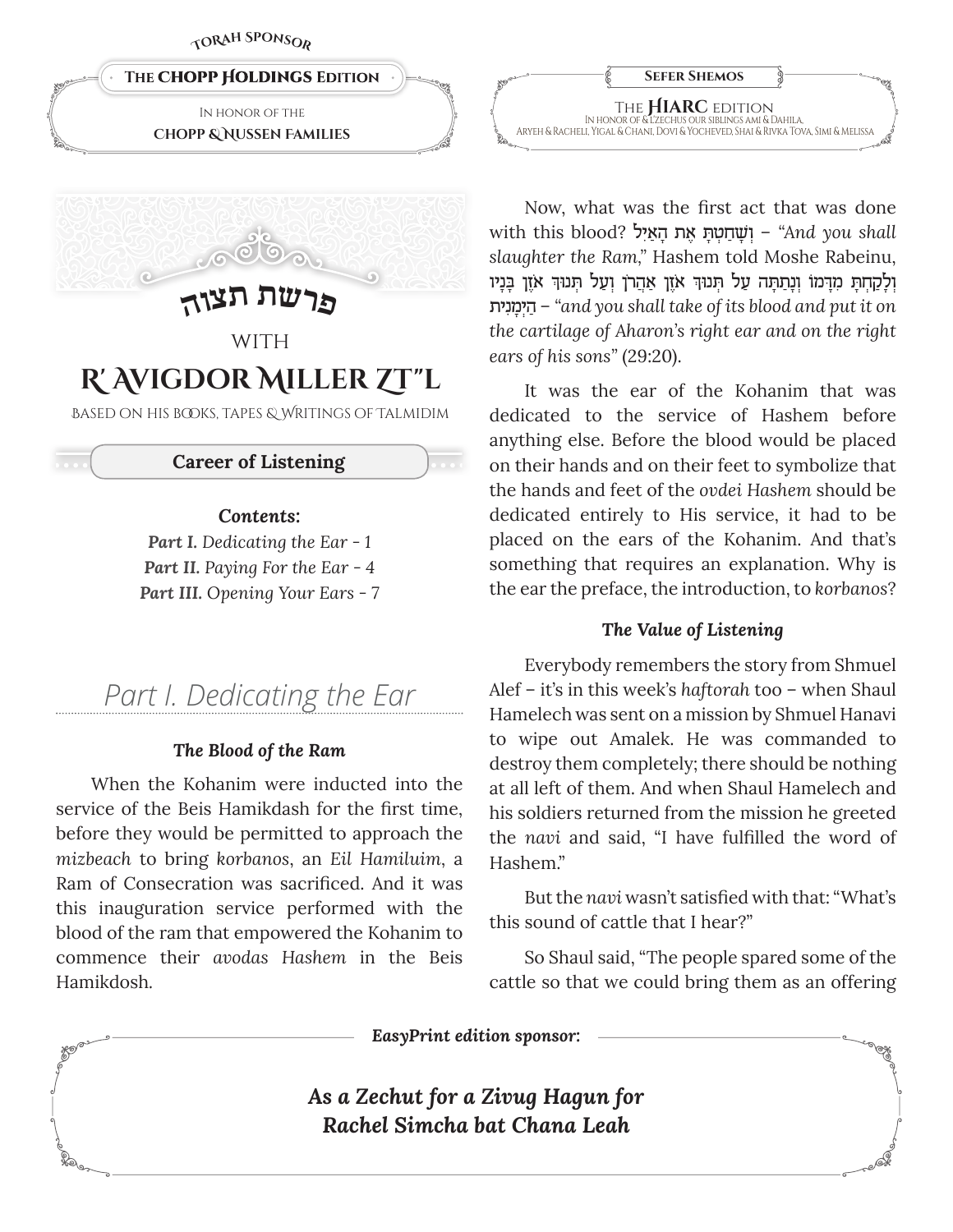TORAH SPONSOR

**The CHOPP HOLDINGS Edition**

In honor of the
**CHOPP & NUSSEN FAMILIES**

**Sefer Shemos**

The **HIARC** edition
In honor of & l'zechus our siblings Ami & Dahila, Aryeh & Racheli, Yigal & Chani, Dovi & Yocheved, Shai & Rivka Tova, Simi & Melissa

# פרשת תצוה

WITH

# R' Avigdor Miller Zt"l

Based on his books, tapes & writings of talmidim

## Career of Listening

***Contents:***

***Part I.*** *Dedicating the Ear - 1*
***Part II.*** *Paying For the Ear - 4*
***Part III.*** *Opening Your Ears - 7*

## *Part I. Dedicating the Ear*

### *The Blood of the Ram*

When the Kohanim were inducted into the service of the Beis Hamikdash for the first time, before they would be permitted to approach the *mizbeach* to bring *korbanos*, an *Eil Hamiluim*, a Ram of Consecration was sacrificed. And it was this inauguration service performed with the blood of the ram that empowered the Kohanim to commence their *avodas Hashem* in the Beis Hamikdosh.

Now, what was the first act that was done with this blood? **וְשָׁחַטְתָּ אֶת הָאַיִל** – "*And you shall slaughter the Ram*," Hashem told Moshe Rabeinu, **וְלָקַחְתָּ מִדָּמוֹ וְנָתַתָּה עַל תְּנוּךְ אֹזֶן אַהֲרֹן וְעַל תְּנוּךְ אֹזֶן בָּנָיו הַיְמָנִית** – "*and you shall take of its blood and put it on the cartilage of Aharon's right ear and on the right ears of his sons*" (29:20).

It was the ear of the Kohanim that was dedicated to the service of Hashem before anything else. Before the blood would be placed on their hands and on their feet to symbolize that the hands and feet of the *ovdei Hashem* should be dedicated entirely to His service, it had to be placed on the ears of the Kohanim. And that's something that requires an explanation. Why is the ear the preface, the introduction, to *korbanos*?

### *The Value of Listening*

Everybody remembers the story from Shmuel Alef – it's in this week's *haftorah* too – when Shaul Hamelech was sent on a mission by Shmuel Hanavi to wipe out Amalek. He was commanded to destroy them completely; there should be nothing at all left of them. And when Shaul Hamelech and his soldiers returned from the mission he greeted the *navi* and said, "I have fulfilled the word of Hashem."

But the *navi* wasn't satisfied with that: "What's this sound of cattle that I hear?"

So Shaul said, "The people spared some of the cattle so that we could bring them as an offering

***EasyPrint edition sponsor:***

***As a Zechut for a Zivug Hagun for Rachel Simcha bat Chana Leah***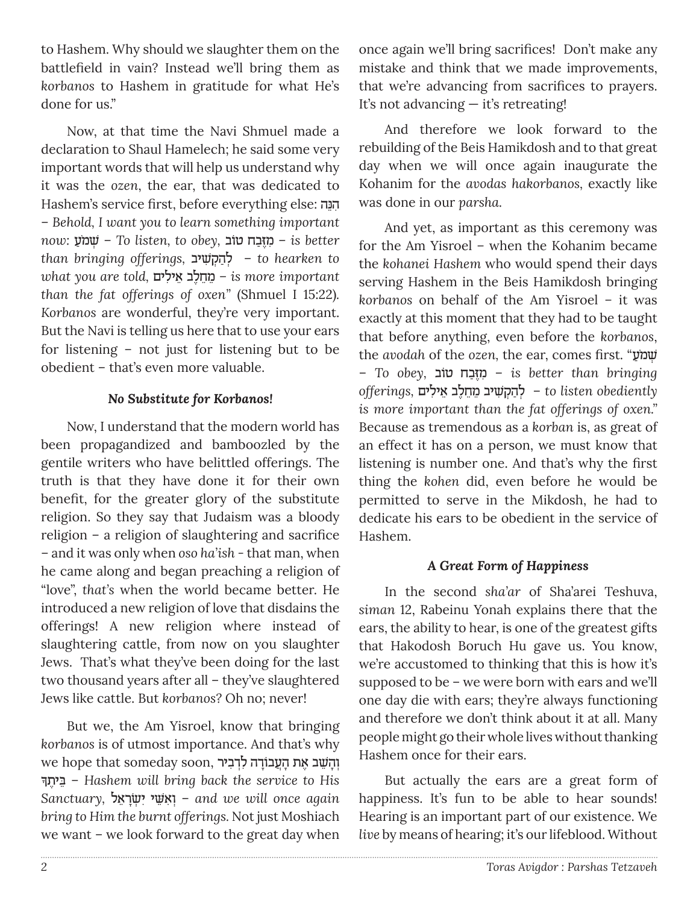to Hashem. Why should we slaughter them on the battlefield in vain? Instead we'll bring them as *korbanos* to Hashem in gratitude for what He's done for us."

Now, at that time the Navi Shmuel made a declaration to Shaul Hamelech; he said some very important words that will help us understand why it was the *ozen*, the ear, that was dedicated to Hashem's service first, before everything else: הִנֵּה – *Behold, I want you to learn something important now*: שְׁמֹעַ – *To listen, to obey*, מִזֶּבַח טוֹב – *is better than bringing offerings*, לְהַקְשִׁיב – *to hearken to what you are told*, מֵחֵלֶב אֵילִים – *is more important than the fat offerings of oxen*" (Shmuel I 15:22). *Korbanos* are wonderful, they're very important. But the Navi is telling us here that to use your ears for listening – not just for listening but to be obedient – that's even more valuable.

### *No Substitute for Korbanos!*

Now, I understand that the modern world has been propagandized and bamboozled by the gentile writers who have belittled offerings. The truth is that they have done it for their own benefit, for the greater glory of the substitute religion. So they say that Judaism was a bloody religion – a religion of slaughtering and sacrifice – and it was only when *oso ha'ish* - that man, when he came along and began preaching a religion of "love", *that's* when the world became better. He introduced a new religion of love that disdains the offerings! A new religion where instead of slaughtering cattle, from now on you slaughter Jews. That's what they've been doing for the last two thousand years after all – they've slaughtered Jews like cattle. But *korbanos*? Oh no; never!

But we, the Am Yisroel, know that bringing *korbanos* is of utmost importance. And that's why we hope that someday soon, וְהָשֵׁב אֶת הָעֲבוֹדָה לִדְבִיר בֵּיתֶךָ – *Hashem will bring back the service to His Sanctuary*, וְאִשֵּׁי יִשְׂרָאֵל – *and we will once again bring to Him the burnt offerings.* Not just Moshiach we want – we look forward to the great day when once again we'll bring sacrifices! Don't make any mistake and think that we made improvements, that we're advancing from sacrifices to prayers. It's not advancing — it's retreating!

And therefore we look forward to the rebuilding of the Beis Hamikdosh and to that great day when we will once again inaugurate the Kohanim for the *avodas hakorbanos*, exactly like was done in our *parsha*.

And yet, as important as this ceremony was for the Am Yisroel – when the Kohanim became the *kohanei Hashem* who would spend their days serving Hashem in the Beis Hamikdosh bringing *korbanos* on behalf of the Am Yisroel – it was exactly at this moment that they had to be taught that before anything, even before the *korbanos*, the *avodah* of the *ozen*, the ear, comes first. "שְׁמֹעַ – *To obey*, מִזֶּבַח טוֹב – *is better than bringing offerings*, לְהַקְשִׁיב מֵחֵלֶב אֵילִים – *to listen obediently is more important than the fat offerings of oxen.*" Because as tremendous as a *korban* is, as great of an effect it has on a person, we must know that listening is number one. And that's why the first thing the *kohen* did, even before he would be permitted to serve in the Mikdosh, he had to dedicate his ears to be obedient in the service of Hashem.

### *A Great Form of Happiness*

In the second *sha'ar* of Sha'arei Teshuva, *siman* 12, Rabeinu Yonah explains there that the ears, the ability to hear, is one of the greatest gifts that Hakodosh Boruch Hu gave us. You know, we're accustomed to thinking that this is how it's supposed to be – we were born with ears and we'll one day die with ears; they're always functioning and therefore we don't think about it at all. Many people might go their whole lives without thanking Hashem once for their ears.

But actually the ears are a great form of happiness. It's fun to be able to hear sounds! Hearing is an important part of our existence. We *live* by means of hearing; it's our lifeblood. Without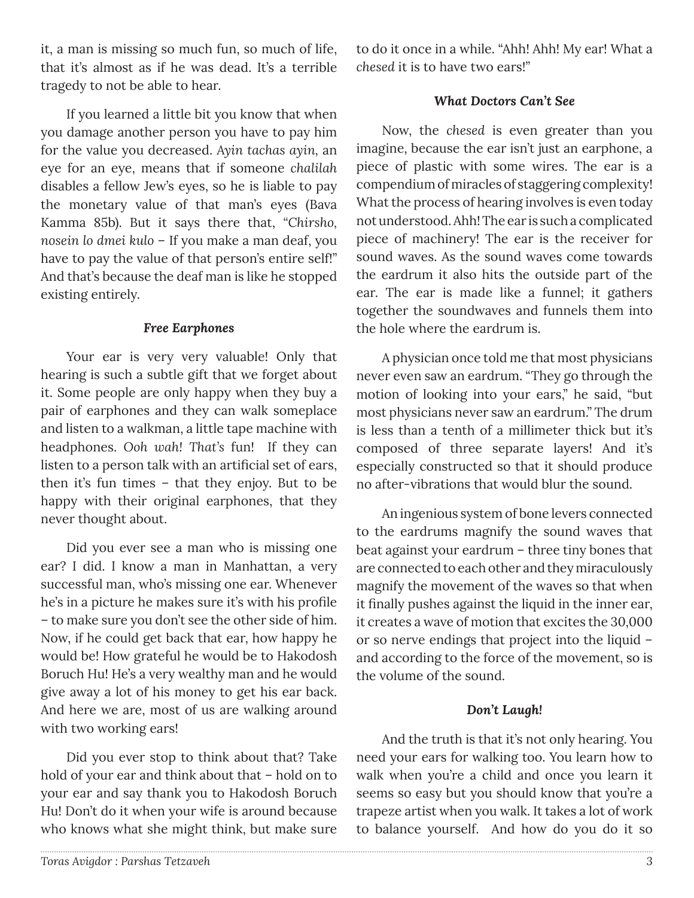it, a man is missing so much fun, so much of life, that it's almost as if he was dead. It's a terrible tragedy to not be able to hear.

If you learned a little bit you know that when you damage another person you have to pay him for the value you decreased. *Ayin tachas ayin*, an eye for an eye, means that if someone *chalilah* disables a fellow Jew's eyes, so he is liable to pay the monetary value of that man's eyes (Bava Kamma 85b). But it says there that, "*Chirsho, nosein lo dmei kulo* – If you make a man deaf, you have to pay the value of that person's entire self!" And that's because the deaf man is like he stopped existing entirely.

### *Free Earphones*

Your ear is very very valuable! Only that hearing is such a subtle gift that we forget about it. Some people are only happy when they buy a pair of earphones and they can walk someplace and listen to a walkman, a little tape machine with headphones. *Ooh wah! That's* fun! If they can listen to a person talk with an artificial set of ears, then it's fun times – that they enjoy. But to be happy with their original earphones, that they never thought about.

Did you ever see a man who is missing one ear? I did. I know a man in Manhattan, a very successful man, who's missing one ear. Whenever he's in a picture he makes sure it's with his profile – to make sure you don't see the other side of him. Now, if he could get back that ear, how happy he would be! How grateful he would be to Hakodosh Boruch Hu! He's a very wealthy man and he would give away a lot of his money to get his ear back. And here we are, most of us are walking around with two working ears!

Did you ever stop to think about that? Take hold of your ear and think about that – hold on to your ear and say thank you to Hakodosh Boruch Hu! Don't do it when your wife is around because who knows what she might think, but make sure to do it once in a while. "Ahh! Ahh! My ear! What a *chesed* it is to have two ears!"

### *What Doctors Can't See*

Now, the *chesed* is even greater than you imagine, because the ear isn't just an earphone, a piece of plastic with some wires. The ear is a compendium of miracles of staggering complexity! What the process of hearing involves is even today not understood. Ahh! The ear is such a complicated piece of machinery! The ear is the receiver for sound waves. As the sound waves come towards the eardrum it also hits the outside part of the ear. The ear is made like a funnel; it gathers together the soundwaves and funnels them into the hole where the eardrum is.

A physician once told me that most physicians never even saw an eardrum. "They go through the motion of looking into your ears," he said, "but most physicians never saw an eardrum." The drum is less than a tenth of a millimeter thick but it's composed of three separate layers! And it's especially constructed so that it should produce no after-vibrations that would blur the sound.

An ingenious system of bone levers connected to the eardrums magnify the sound waves that beat against your eardrum – three tiny bones that are connected to each other and they miraculously magnify the movement of the waves so that when it finally pushes against the liquid in the inner ear, it creates a wave of motion that excites the 30,000 or so nerve endings that project into the liquid – and according to the force of the movement, so is the volume of the sound.

### *Don't Laugh!*

And the truth is that it's not only hearing. You need your ears for walking too. You learn how to walk when you're a child and once you learn it seems so easy but you should know that you're a trapeze artist when you walk. It takes a lot of work to balance yourself. And how do you do it so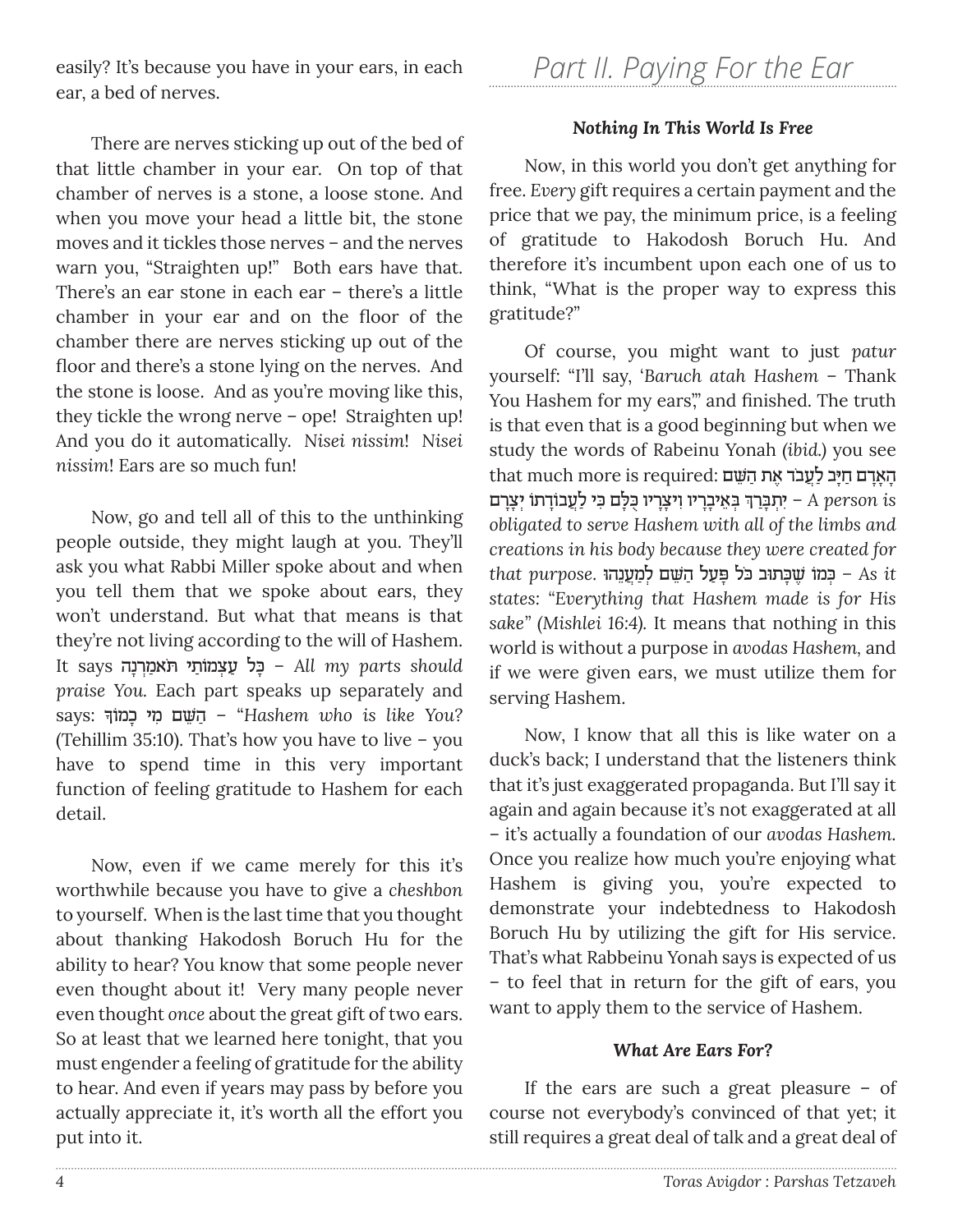easily? It's because you have in your ears, in each ear, a bed of nerves.

There are nerves sticking up out of the bed of that little chamber in your ear. On top of that chamber of nerves is a stone, a loose stone. And when you move your head a little bit, the stone moves and it tickles those nerves – and the nerves warn you, "Straighten up!" Both ears have that. There's an ear stone in each ear – there's a little chamber in your ear and on the floor of the chamber there are nerves sticking up out of the floor and there's a stone lying on the nerves. And the stone is loose. And as you're moving like this, they tickle the wrong nerve – ope! Straighten up! And you do it automatically. *Nisei nissim*! *Nisei nissim*! Ears are so much fun!

Now, go and tell all of this to the unthinking people outside, they might laugh at you. They'll ask you what Rabbi Miller spoke about and when you tell them that we spoke about ears, they won't understand. But what that means is that they're not living according to the will of Hashem. It says **כָּל עַצְמוֹתַי תֹּאמַרְנָה** – *All my parts should praise You.* Each part speaks up separately and says: **הַשֵּׁם מִי כָמוֹךָ** – "*Hashem who is like You?* (Tehillim 35:10). That's how you have to live – you have to spend time in this very important function of feeling gratitude to Hashem for each detail.

Now, even if we came merely for this it's worthwhile because you have to give a *cheshbon* to yourself. When is the last time that you thought about thanking Hakodosh Boruch Hu for the ability to hear? You know that some people never even thought about it! Very many people never even thought *once* about the great gift of two ears. So at least that we learned here tonight, that you must engender a feeling of gratitude for the ability to hear. And even if years may pass by before you actually appreciate it, it's worth all the effort you put into it.

## Part II. Paying For the Ear

### *Nothing In This World Is Free*

Now, in this world you don't get anything for free. *Every* gift requires a certain payment and the price that we pay, the minimum price, is a feeling of gratitude to Hakodosh Boruch Hu. And therefore it's incumbent upon each one of us to think, "What is the proper way to express this gratitude?"

Of course, you might want to just *patur* yourself: "I'll say, '*Baruch atah Hashem* – Thank You Hashem for my ears,'" and finished. The truth is that even that is a good beginning but when we study the words of Rabeinu Yonah *(ibid.)* you see that much more is required: **הָאָדָם חַיָּב לַעֲבֹד אֶת הַשֵּׁם יִתְבָּרֵךְ בְּאֵיבָרָיו וִיצָרָיו כֻּלָּם כִּי לַעֲבוֹדָתוֹ יְצָרָם** – *A person is obligated to serve Hashem with all of the limbs and creations in his body because they were created for that purpose.* **כְּמוֹ שֶׁכָּתוּב כֹּל פָּעַל הַשֵּׁם לַמַּעֲנֵהוּ** – *As it states: "Everything that Hashem made is for His sake" (Mishlei 16:4).* It means that nothing in this world is without a purpose in *avodas Hashem,* and if we were given ears, we must utilize them for serving Hashem.

Now, I know that all this is like water on a duck's back; I understand that the listeners think that it's just exaggerated propaganda. But I'll say it again and again because it's not exaggerated at all – it's actually a foundation of our *avodas Hashem.* Once you realize how much you're enjoying what Hashem is giving you, you're expected to demonstrate your indebtedness to Hakodosh Boruch Hu by utilizing the gift for His service. That's what Rabbeinu Yonah says is expected of us – to feel that in return for the gift of ears, you want to apply them to the service of Hashem.

### *What Are Ears For?*

If the ears are such a great pleasure – of course not everybody's convinced of that yet; it still requires a great deal of talk and a great deal of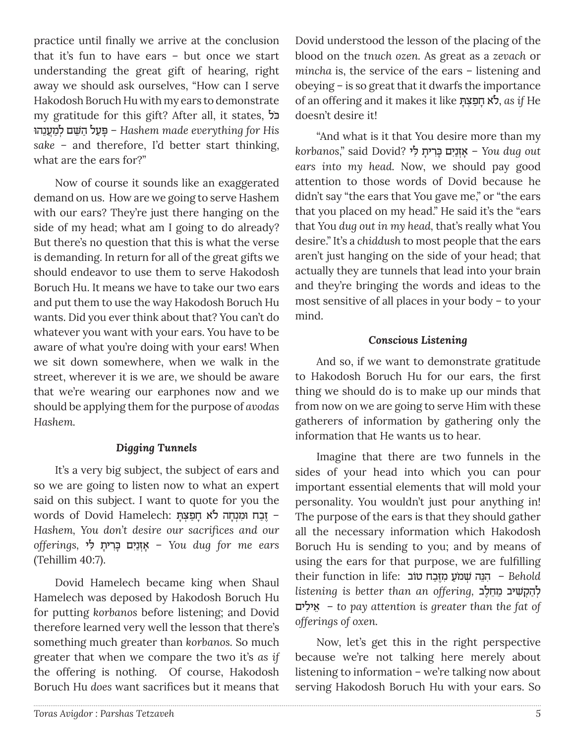practice until finally we arrive at the conclusion that it's fun to have ears – but once we start understanding the great gift of hearing, right away we should ask ourselves, "How can I serve Hakodosh Boruch Hu with my ears to demonstrate my gratitude for this gift? After all, it states, **כֹּל פָּעַל הַשֵּׁם לְמַעֲנֵהוּ** – *Hashem made everything for His sake* – and therefore, I'd better start thinking, what are the ears for?"

Now of course it sounds like an exaggerated demand on us. How are we going to serve Hashem with our ears? They're just there hanging on the side of my head; what am I going to do already? But there's no question that this is what the verse is demanding. In return for all of the great gifts we should endeavor to use them to serve Hakodosh Boruch Hu. It means we have to take our two ears and put them to use the way Hakodosh Boruch Hu wants. Did you ever think about that? You can't do whatever you want with your ears. You have to be aware of what you're doing with your ears! When we sit down somewhere, when we walk in the street, wherever it is we are, we should be aware that we're wearing our earphones now and we should be applying them for the purpose of *avodas Hashem*.

### *Digging Tunnels*

It's a very big subject, the subject of ears and so we are going to listen now to what an expert said on this subject. I want to quote for you the words of Dovid Hamelech: **זֶבַח וּמִנְחָה לֹא חָפַצְתָּ** – *Hashem, You don't desire our sacrifices and our offerings*, **אָזְנַיִם כָּרִיתָ לִּי** – *You dug for me ears* (Tehillim 40:7).

Dovid Hamelech became king when Shaul Hamelech was deposed by Hakodosh Boruch Hu for putting *korbanos* before listening; and Dovid therefore learned very well the lesson that there's something much greater than *korbanos*. So much greater that when we compare the two it's *as if* the offering is nothing. Of course, Hakodosh Boruch Hu *does* want sacrifices but it means that Dovid understood the lesson of the placing of the blood on the *tnuch ozen*. As great as a *zevach* or *mincha* is, the service of the ears – listening and obeying – is so great that it dwarfs the importance of an offering and it makes it like **לֹא חָפַצְתָּ**, *as if* He doesn't desire it!

"And what is it that You desire more than my *korbanos*," said Dovid? **אָזְנַיִם כָּרִיתָ לִּי** – *You dug out ears into my head*. Now, we should pay good attention to those words of Dovid because he didn't say "the ears that You gave me," or "the ears that you placed on my head." He said it's the "ears that You *dug out in my head*, that's really what You desire." It's a *chiddush* to most people that the ears aren't just hanging on the side of your head; that actually they are tunnels that lead into your brain and they're bringing the words and ideas to the most sensitive of all places in your body – to your mind.

### *Conscious Listening*

And so, if we want to demonstrate gratitude to Hakodosh Boruch Hu for our ears, the first thing we should do is to make up our minds that from now on we are going to serve Him with these gatherers of information by gathering only the information that He wants us to hear.

Imagine that there are two funnels in the sides of your head into which you can pour important essential elements that will mold your personality. You wouldn't just pour anything in! The purpose of the ears is that they should gather all the necessary information which Hakodosh Boruch Hu is sending to you; and by means of using the ears for that purpose, we are fulfilling their function in life: **הִנֵּה שְׁמֹעַ מִזֶּבַח טוֹב** – *Behold listening is better than an offering*, **לְהַקְשִׁיב מֵחֵלֶב אֵילִים** – *to pay attention is greater than the fat of offerings of oxen.*

Now, let's get this in the right perspective because we're not talking here merely about listening to information – we're talking now about serving Hakodosh Boruch Hu with your ears. So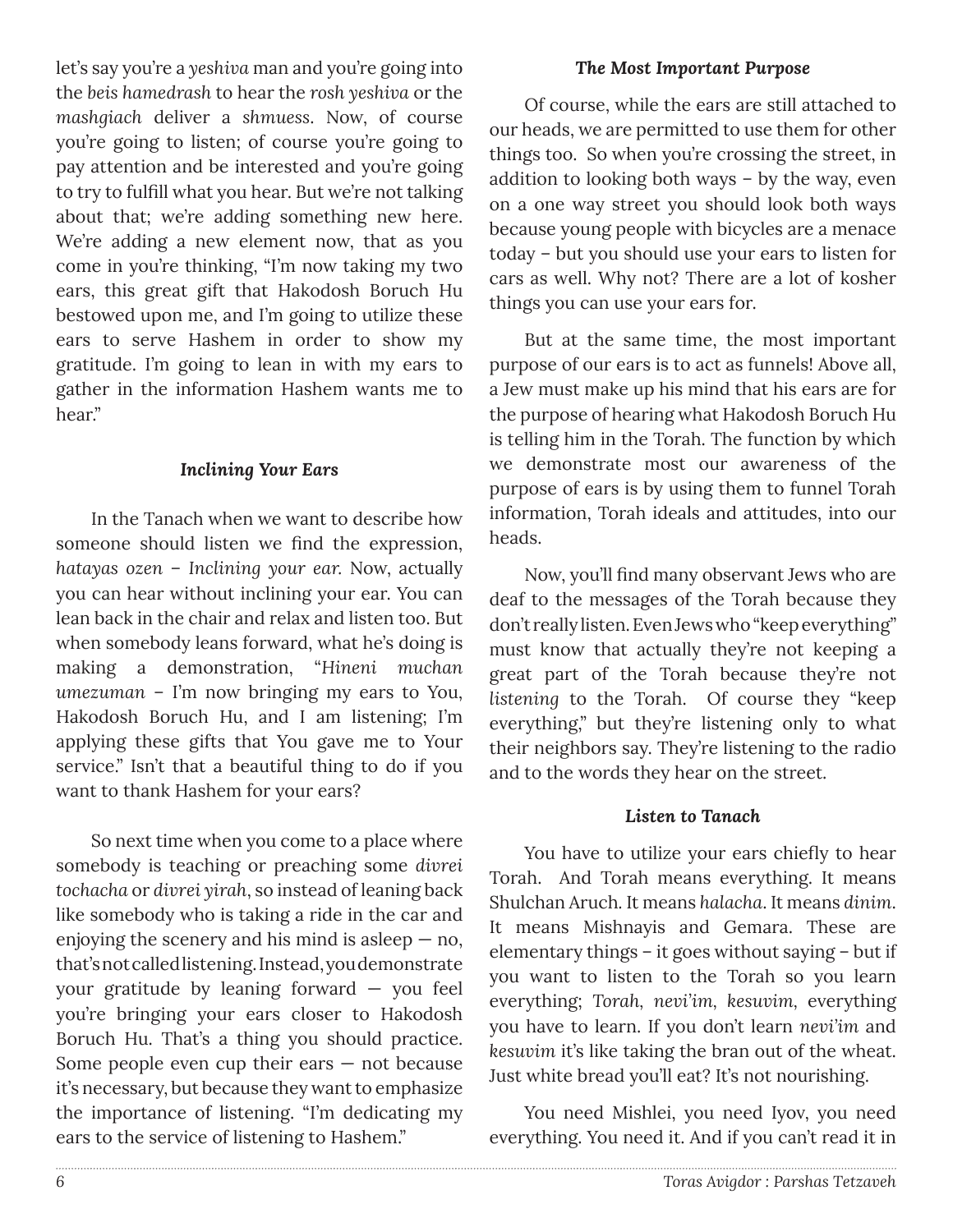let's say you're a *yeshiva* man and you're going into the *beis hamedrash* to hear the *rosh yeshiva* or the *mashgiach* deliver a *shmuess*. Now, of course you're going to listen; of course you're going to pay attention and be interested and you're going to try to fulfill what you hear. But we're not talking about that; we're adding something new here. We're adding a new element now, that as you come in you're thinking, "I'm now taking my two ears, this great gift that Hakodosh Boruch Hu bestowed upon me, and I'm going to utilize these ears to serve Hashem in order to show my gratitude. I'm going to lean in with my ears to gather in the information Hashem wants me to hear."

### *Inclining Your Ears*

In the Tanach when we want to describe how someone should listen we find the expression, *hatayas ozen – Inclining your ear.* Now, actually you can hear without inclining your ear. You can lean back in the chair and relax and listen too. But when somebody leans forward, what he's doing is making a demonstration, "*Hineni muchan umezuman* – I'm now bringing my ears to You, Hakodosh Boruch Hu, and I am listening; I'm applying these gifts that You gave me to Your service." Isn't that a beautiful thing to do if you want to thank Hashem for your ears?

So next time when you come to a place where somebody is teaching or preaching some *divrei tochacha* or *divrei yirah*, so instead of leaning back like somebody who is taking a ride in the car and enjoying the scenery and his mind is asleep — no, that's not called listening. Instead, you demonstrate your gratitude by leaning forward — you feel you're bringing your ears closer to Hakodosh Boruch Hu. That's a thing you should practice. Some people even cup their ears — not because it's necessary, but because they want to emphasize the importance of listening. "I'm dedicating my ears to the service of listening to Hashem."

### *The Most Important Purpose*

Of course, while the ears are still attached to our heads, we are permitted to use them for other things too. So when you're crossing the street, in addition to looking both ways – by the way, even on a one way street you should look both ways because young people with bicycles are a menace today – but you should use your ears to listen for cars as well. Why not? There are a lot of kosher things you can use your ears for.

But at the same time, the most important purpose of our ears is to act as funnels! Above all, a Jew must make up his mind that his ears are for the purpose of hearing what Hakodosh Boruch Hu is telling him in the Torah. The function by which we demonstrate most our awareness of the purpose of ears is by using them to funnel Torah information, Torah ideals and attitudes, into our heads.

Now, you'll find many observant Jews who are deaf to the messages of the Torah because they don't really listen. Even Jews who "keep everything" must know that actually they're not keeping a great part of the Torah because they're not *listening* to the Torah. Of course they "keep everything," but they're listening only to what their neighbors say. They're listening to the radio and to the words they hear on the street.

### *Listen to Tanach*

You have to utilize your ears chiefly to hear Torah. And Torah means everything. It means Shulchan Aruch. It means *halacha*. It means *dinim*. It means Mishnayis and Gemara. These are elementary things – it goes without saying – but if you want to listen to the Torah so you learn everything; *Torah*, *nevi'im*, *kesuvim*, everything you have to learn. If you don't learn *nevi'im* and *kesuvim* it's like taking the bran out of the wheat. Just white bread you'll eat? It's not nourishing.

You need Mishlei, you need Iyov, you need everything. You need it. And if you can't read it in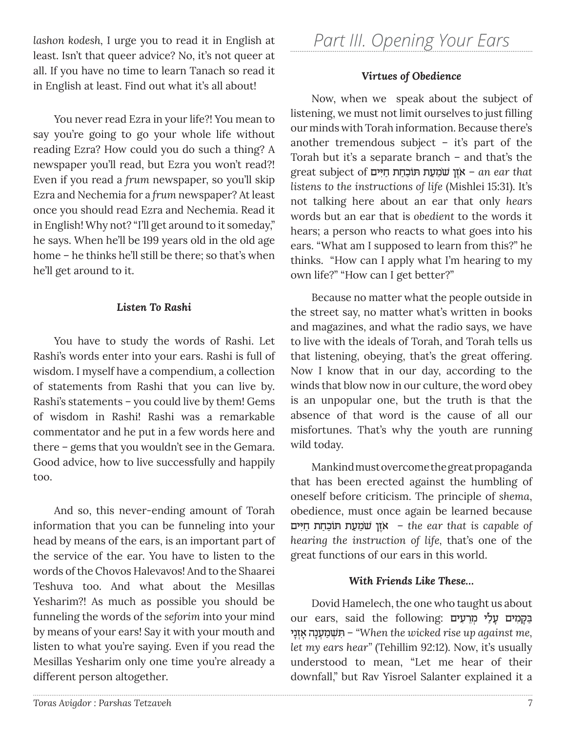*lashon kodesh*, I urge you to read it in English at least. Isn't that queer advice? No, it's not queer at all. If you have no time to learn Tanach so read it in English at least. Find out what it's all about!

You never read Ezra in your life?! You mean to say you're going to go your whole life without reading Ezra? How could you do such a thing? A newspaper you'll read, but Ezra you won't read?! Even if you read a *frum* newspaper, so you'll skip Ezra and Nechemia for a *frum* newspaper? At least once you should read Ezra and Nechemia. Read it in English! Why not? "I'll get around to it someday," he says. When he'll be 199 years old in the old age home – he thinks he'll still be there; so that's when he'll get around to it.

#### *Listen To Rashi*

You have to study the words of Rashi. Let Rashi's words enter into your ears. Rashi is full of wisdom. I myself have a compendium, a collection of statements from Rashi that you can live by. Rashi's statements – you could live by them! Gems of wisdom in Rashi! Rashi was a remarkable commentator and he put in a few words here and there – gems that you wouldn't see in the Gemara. Good advice, how to live successfully and happily too.

And so, this never-ending amount of Torah information that you can be funneling into your head by means of the ears, is an important part of the service of the ear. You have to listen to the words of the Chovos Halevavos! And to the Shaarei Teshuva too. And what about the Mesillas Yesharim?! As much as possible you should be funneling the words of the *seforim* into your mind by means of your ears! Say it with your mouth and listen to what you're saying. Even if you read the Mesillas Yesharim only one time you're already a different person altogether.

## *Part III. Opening Your Ears*

#### *Virtues of Obedience*

Now, when we speak about the subject of listening, we must not limit ourselves to just filling our minds with Torah information. Because there's another tremendous subject – it's part of the Torah but it's a separate branch – and that's the great subject of אֹזֶן שֹׁמַעַת תּוֹכַחַת חַיִּים – *an ear that listens to the instructions of life* (Mishlei 15:31). It's not talking here about an ear that only *hears* words but an ear that is *obedient* to the words it hears; a person who reacts to what goes into his ears. "What am I supposed to learn from this?" he thinks. "How can I apply what I'm hearing to my own life?" "How can I get better?"

Because no matter what the people outside in the street say, no matter what's written in books and magazines, and what the radio says, we have to live with the ideals of Torah, and Torah tells us that listening, obeying, that's the great offering. Now I know that in our day, according to the winds that blow now in our culture, the word obey is an unpopular one, but the truth is that the absence of that word is the cause of all our misfortunes. That's why the youth are running wild today.

Mankind must overcome the great propaganda that has been erected against the humbling of oneself before criticism. The principle of *shema*, obedience, must once again be learned because אֹזֶן שֹׁמַעַת תּוֹכַחַת חַיִּים – *the ear that is capable of hearing the instruction of life*, that's one of the great functions of our ears in this world.

#### *With Friends Like These...*

Dovid Hamelech, the one who taught us about our ears, said the following: בַּקָּמִים עָלַי מְרֵעִים תִּשְׁמַעְנָה אָזְנָי – "*When the wicked rise up against me, let my ears hear*" (Tehillim 92:12). Now, it's usually understood to mean, "Let me hear of their downfall," but Rav Yisroel Salanter explained it a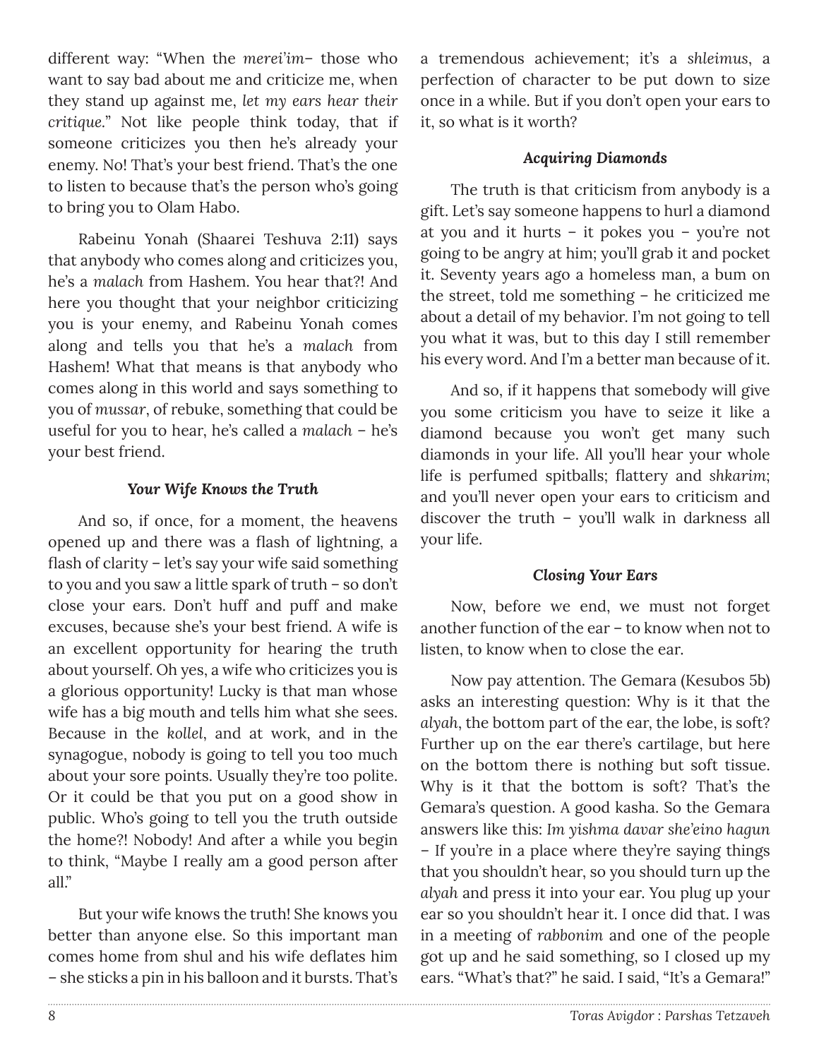different way: "When the *merei'im*– those who want to say bad about me and criticize me, when they stand up against me, *let my ears hear their critique*." Not like people think today, that if someone criticizes you then he's already your enemy. No! That's your best friend. That's the one to listen to because that's the person who's going to bring you to Olam Habo.

Rabeinu Yonah (Shaarei Teshuva 2:11) says that anybody who comes along and criticizes you, he's a *malach* from Hashem. You hear that?! And here you thought that your neighbor criticizing you is your enemy, and Rabeinu Yonah comes along and tells you that he's a *malach* from Hashem! What that means is that anybody who comes along in this world and says something to you of *mussar*, of rebuke, something that could be useful for you to hear, he's called a *malach* – he's your best friend.

### *Your Wife Knows the Truth*

And so, if once, for a moment, the heavens opened up and there was a flash of lightning, a flash of clarity – let's say your wife said something to you and you saw a little spark of truth – so don't close your ears. Don't huff and puff and make excuses, because she's your best friend. A wife is an excellent opportunity for hearing the truth about yourself. Oh yes, a wife who criticizes you is a glorious opportunity! Lucky is that man whose wife has a big mouth and tells him what she sees. Because in the *kollel*, and at work, and in the synagogue, nobody is going to tell you too much about your sore points. Usually they're too polite. Or it could be that you put on a good show in public. Who's going to tell you the truth outside the home?! Nobody! And after a while you begin to think, "Maybe I really am a good person after all."

But your wife knows the truth! She knows you better than anyone else. So this important man comes home from shul and his wife deflates him – she sticks a pin in his balloon and it bursts. That's a tremendous achievement; it's a *shleimus*, a perfection of character to be put down to size once in a while. But if you don't open your ears to it, so what is it worth?

### *Acquiring Diamonds*

The truth is that criticism from anybody is a gift. Let's say someone happens to hurl a diamond at you and it hurts – it pokes you – you're not going to be angry at him; you'll grab it and pocket it. Seventy years ago a homeless man, a bum on the street, told me something – he criticized me about a detail of my behavior. I'm not going to tell you what it was, but to this day I still remember his every word. And I'm a better man because of it.

And so, if it happens that somebody will give you some criticism you have to seize it like a diamond because you won't get many such diamonds in your life. All you'll hear your whole life is perfumed spitballs; flattery and *shkarim*; and you'll never open your ears to criticism and discover the truth – you'll walk in darkness all your life.

### *Closing Your Ears*

Now, before we end, we must not forget another function of the ear – to know when not to listen, to know when to close the ear.

Now pay attention. The Gemara (Kesubos 5b) asks an interesting question: Why is it that the *alyah*, the bottom part of the ear, the lobe, is soft? Further up on the ear there's cartilage, but here on the bottom there is nothing but soft tissue. Why is it that the bottom is soft? That's the Gemara's question. A good kasha. So the Gemara answers like this: *Im yishma davar she'eino hagun* – If you're in a place where they're saying things that you shouldn't hear, so you should turn up the *alyah* and press it into your ear. You plug up your ear so you shouldn't hear it. I once did that. I was in a meeting of *rabbonim* and one of the people got up and he said something, so I closed up my ears. "What's that?" he said. I said, "It's a Gemara!"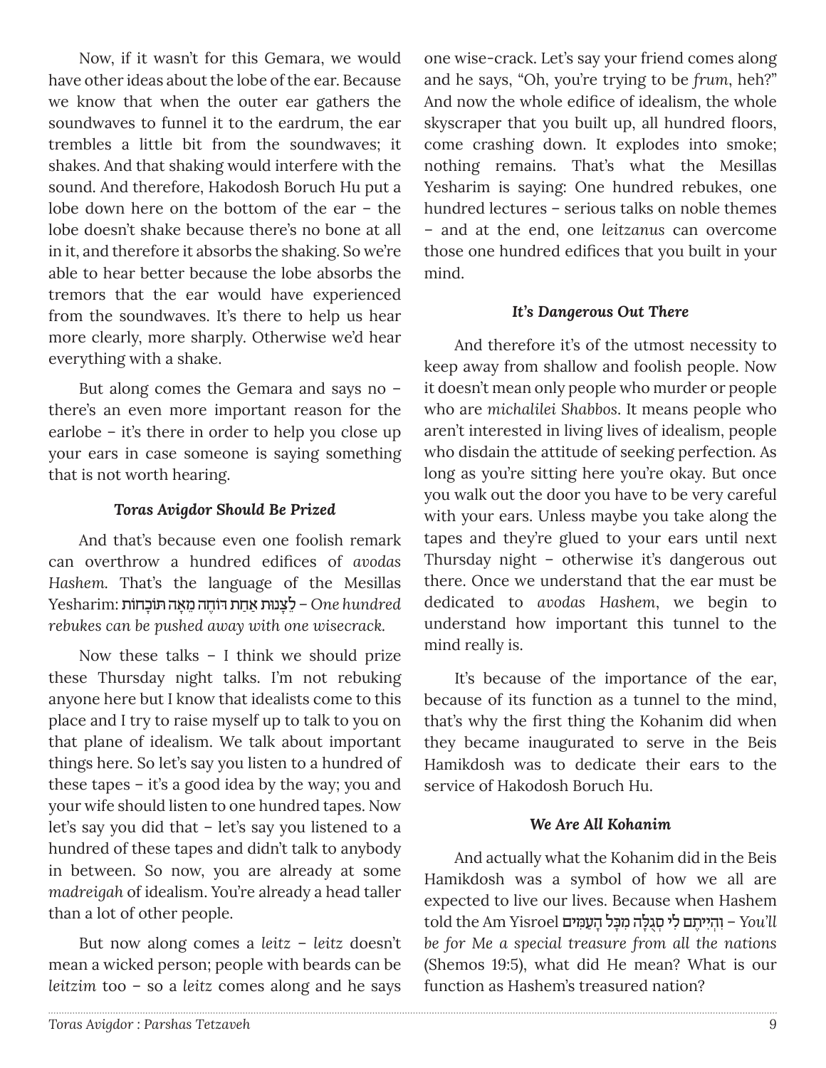Now, if it wasn't for this Gemara, we would have other ideas about the lobe of the ear. Because we know that when the outer ear gathers the soundwaves to funnel it to the eardrum, the ear trembles a little bit from the soundwaves; it shakes. And that shaking would interfere with the sound. And therefore, Hakodosh Boruch Hu put a lobe down here on the bottom of the ear – the lobe doesn't shake because there's no bone at all in it, and therefore it absorbs the shaking. So we're able to hear better because the lobe absorbs the tremors that the ear would have experienced from the soundwaves. It's there to help us hear more clearly, more sharply. Otherwise we'd hear everything with a shake.

But along comes the Gemara and says no – there's an even more important reason for the earlobe – it's there in order to help you close up your ears in case someone is saying something that is not worth hearing.

### *Toras Avigdor Should Be Prized*

And that's because even one foolish remark can overthrow a hundred edifices of *avodas Hashem.* That's the language of the Mesillas Yesharim: לֵיצָנוּת אַחַת דּוֹחָה מֵאָה תּוֹכָחוֹת – *One hundred rebukes can be pushed away with one wisecrack.*

Now these talks – I think we should prize these Thursday night talks. I'm not rebuking anyone here but I know that idealists come to this place and I try to raise myself up to talk to you on that plane of idealism. We talk about important things here. So let's say you listen to a hundred of these tapes – it's a good idea by the way; you and your wife should listen to one hundred tapes. Now let's say you did that – let's say you listened to a hundred of these tapes and didn't talk to anybody in between. So now, you are already at some *madreigah* of idealism. You're already a head taller than a lot of other people.

But now along comes a *leitz* – *leitz* doesn't mean a wicked person; people with beards can be *leitzim* too – so a *leitz* comes along and he says one wise-crack. Let's say your friend comes along and he says, "Oh, you're trying to be *frum*, heh?" And now the whole edifice of idealism, the whole skyscraper that you built up, all hundred floors, come crashing down. It explodes into smoke; nothing remains. That's what the Mesillas Yesharim is saying: One hundred rebukes, one hundred lectures – serious talks on noble themes – and at the end, one *leitzanus* can overcome those one hundred edifices that you built in your mind.

### *It's Dangerous Out There*

And therefore it's of the utmost necessity to keep away from shallow and foolish people. Now it doesn't mean only people who murder or people who are *michalilei Shabbos*. It means people who aren't interested in living lives of idealism, people who disdain the attitude of seeking perfection. As long as you're sitting here you're okay. But once you walk out the door you have to be very careful with your ears. Unless maybe you take along the tapes and they're glued to your ears until next Thursday night – otherwise it's dangerous out there. Once we understand that the ear must be dedicated to *avodas Hashem*, we begin to understand how important this tunnel to the mind really is.

It's because of the importance of the ear, because of its function as a tunnel to the mind, that's why the first thing the Kohanim did when they became inaugurated to serve in the Beis Hamikdosh was to dedicate their ears to the service of Hakodosh Boruch Hu.

### *We Are All Kohanim*

And actually what the Kohanim did in the Beis Hamikdosh was a symbol of how we all are expected to live our lives. Because when Hashem told the Am Yisroel וִהְיִיתֶם לִי סְגֻלָּה מִכָּל הָעַמִּים – *You'll be for Me a special treasure from all the nations* (Shemos 19:5), what did He mean? What is our function as Hashem's treasured nation?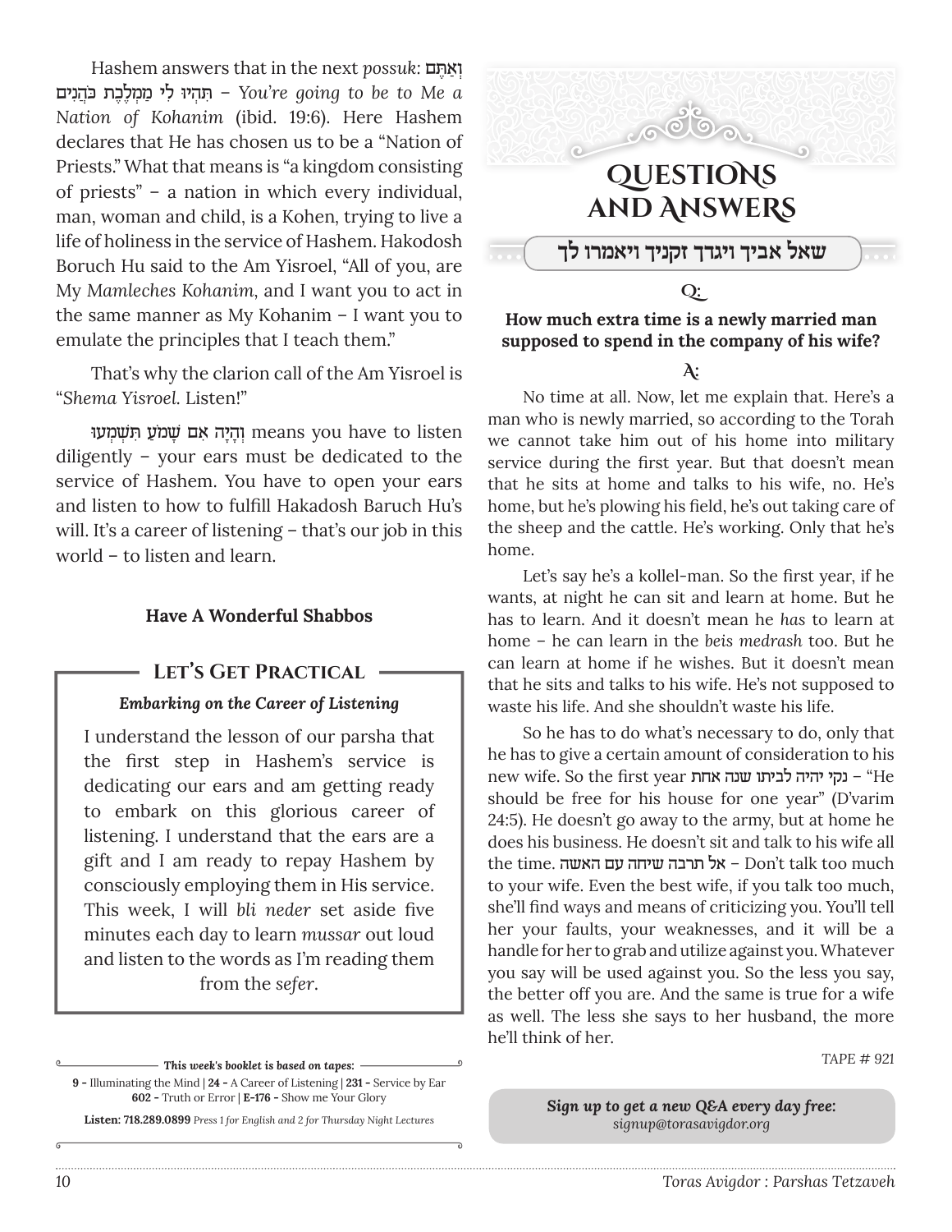Hashem answers that in the next *possuk*: וְאַתֶּם תִּהְיוּ לִי מַמְלֶכֶת כֹּהֲנִים – *You're going to be to Me a Nation of Kohanim* (ibid. 19:6). Here Hashem declares that He has chosen us to be a "Nation of Priests." What that means is "a kingdom consisting of priests" – a nation in which every individual, man, woman and child, is a Kohen, trying to live a life of holiness in the service of Hashem. Hakodosh Boruch Hu said to the Am Yisroel, "All of you, are My *Mamleches Kohanim*, and I want you to act in the same manner as My Kohanim – I want you to emulate the principles that I teach them."

That's why the clarion call of the Am Yisroel is "*Shema Yisroel.* Listen!"

וְהָיָה אִם שָׁמֹעַ תִּשְׁמְעוּ means you have to listen diligently – your ears must be dedicated to the service of Hashem. You have to open your ears and listen to how to fulfill Hakadosh Baruch Hu's will. It's a career of listening – that's our job in this world – to listen and learn.

**Have A Wonderful Shabbos**

## Let's Get Practical

***Embarking on the Career of Listening***

I understand the lesson of our parsha that the first step in Hashem's service is dedicating our ears and am getting ready to embark on this glorious career of listening. I understand that the ears are a gift and I am ready to repay Hashem by consciously employing them in His service. This week, I will *bli neder* set aside five minutes each day to learn *mussar* out loud and listen to the words as I'm reading them from the *sefer*.

***This week's booklet is based on tapes:***
**9 -** Illuminating the Mind | **24 -** A Career of Listening | **231 -** Service by Ear
**602 -** Truth or Error | **E-176 -** Show me Your Glory

**Listen: 718.289.0899** *Press 1 for English and 2 for Thursday Night Lectures*

# Questions and Answers

**שאל אביך ויגדך זקניך ויאמרו לך**

**Q:**

**How much extra time is a newly married man supposed to spend in the company of his wife?**

**A:**

No time at all. Now, let me explain that. Here's a man who is newly married, so according to the Torah we cannot take him out of his home into military service during the first year. But that doesn't mean that he sits at home and talks to his wife, no. He's home, but he's plowing his field, he's out taking care of the sheep and the cattle. He's working. Only that he's home.

Let's say he's a kollel-man. So the first year, if he wants, at night he can sit and learn at home. But he has to learn. And it doesn't mean he *has* to learn at home – he can learn in the *beis medrash* too. But he can learn at home if he wishes. But it doesn't mean that he sits and talks to his wife. He's not supposed to waste his life. And she shouldn't waste his life.

So he has to do what's necessary to do, only that he has to give a certain amount of consideration to his new wife. So the first year נקי יהיה לביתו שנה אחת – "He should be free for his house for one year" (D'varim 24:5). He doesn't go away to the army, but at home he does his business. He doesn't sit and talk to his wife all the time. אל תרבה שיחה עם האשה – Don't talk too much to your wife. Even the best wife, if you talk too much, she'll find ways and means of criticizing you. You'll tell her your faults, your weaknesses, and it will be a handle for her to grab and utilize against you. Whatever you say will be used against you. So the less you say, the better off you are. And the same is true for a wife as well. The less she says to her husband, the more he'll think of her.

TAPE # 921

***Sign up to get a new Q&A every day free:***
*signup@torasavigdor.org*